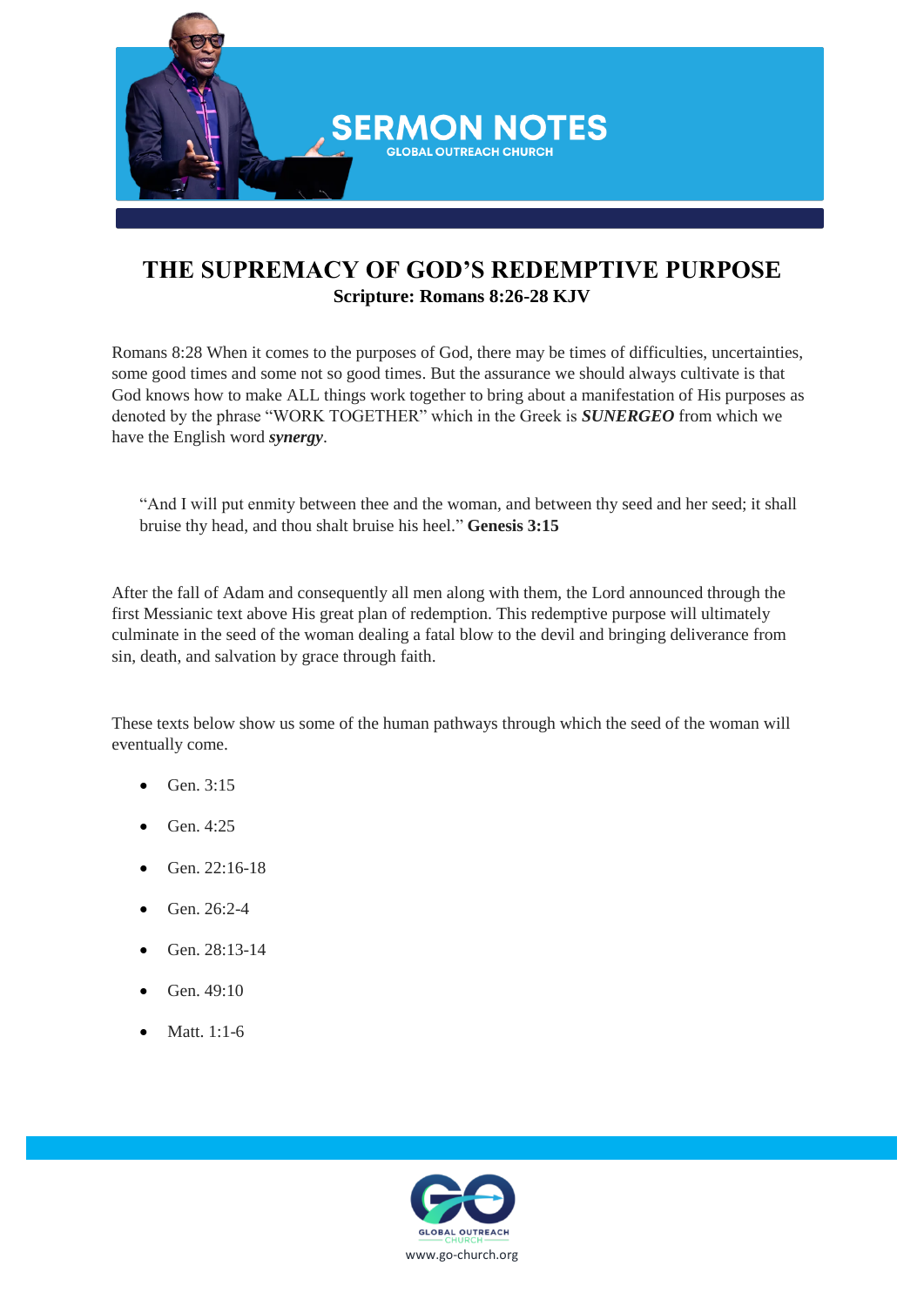SERMON NOTES

GLOBAL OUTREACH CHURCH

# THE SUPREMACY OF GOD'S REDEMPTIVE PURPOSE

**Scripture: Romans 8:26-28 KJV**

Romans 8:28 When it comes to the purposes of God, there may be times of difficulties, uncertainties, some good times and some not so good times. But the assurance we should always cultivate is that God knows how to make ALL things work together to bring about a manifestation of His purposes as denoted by the phrase "WORK TOGETHER" which in the Greek is ***SUNERGEO*** from which we have the English word ***synergy***.

> "And I will put enmity between thee and the woman, and between thy seed and her seed; it shall bruise thy head, and thou shalt bruise his heel." **Genesis 3:15**

After the fall of Adam and consequently all men along with them, the Lord announced through the first Messianic text above His great plan of redemption. This redemptive purpose will ultimately culminate in the seed of the woman dealing a fatal blow to the devil and bringing deliverance from sin, death, and salvation by grace through faith.

These texts below show us some of the human pathways through which the seed of the woman will eventually come.

- Gen. 3:15
- Gen. 4:25
- Gen. 22:16-18
- Gen. 26:2-4
- Gen. 28:13-14
- Gen. 49:10
- Matt. 1:1-6

GLOBAL OUTREACH CHURCH

www.go-church.org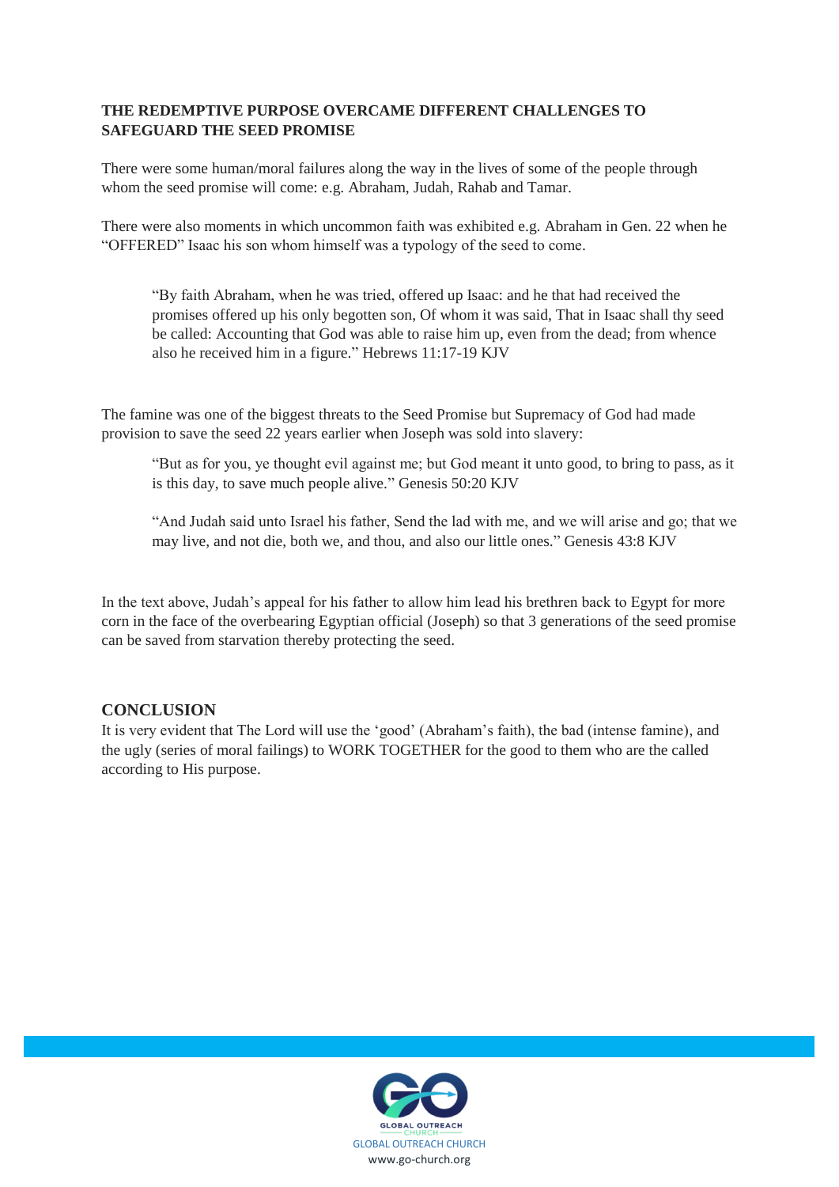**THE REDEMPTIVE PURPOSE OVERCAME DIFFERENT CHALLENGES TO SAFEGUARD THE SEED PROMISE**

There were some human/moral failures along the way in the lives of some of the people through whom the seed promise will come: e.g. Abraham, Judah, Rahab and Tamar.

There were also moments in which uncommon faith was exhibited e.g. Abraham in Gen. 22 when he "OFFERED" Isaac his son whom himself was a typology of the seed to come.

> "By faith Abraham, when he was tried, offered up Isaac: and he that had received the promises offered up his only begotten son, Of whom it was said, That in Isaac shall thy seed be called: Accounting that God was able to raise him up, even from the dead; from whence also he received him in a figure." Hebrews 11:17-19 KJV

The famine was one of the biggest threats to the Seed Promise but Supremacy of God had made provision to save the seed 22 years earlier when Joseph was sold into slavery:

> "But as for you, ye thought evil against me; but God meant it unto good, to bring to pass, as it is this day, to save much people alive." Genesis 50:20 KJV

> "And Judah said unto Israel his father, Send the lad with me, and we will arise and go; that we may live, and not die, both we, and thou, and also our little ones." Genesis 43:8 KJV

In the text above, Judah's appeal for his father to allow him lead his brethren back to Egypt for more corn in the face of the overbearing Egyptian official (Joseph) so that 3 generations of the seed promise can be saved from starvation thereby protecting the seed.

## CONCLUSION

It is very evident that The Lord will use the 'good' (Abraham's faith), the bad (intense famine), and the ugly (series of moral failings) to WORK TOGETHER for the good to them who are the called according to His purpose.

GLOBAL OUTREACH CHURCH
www.go-church.org